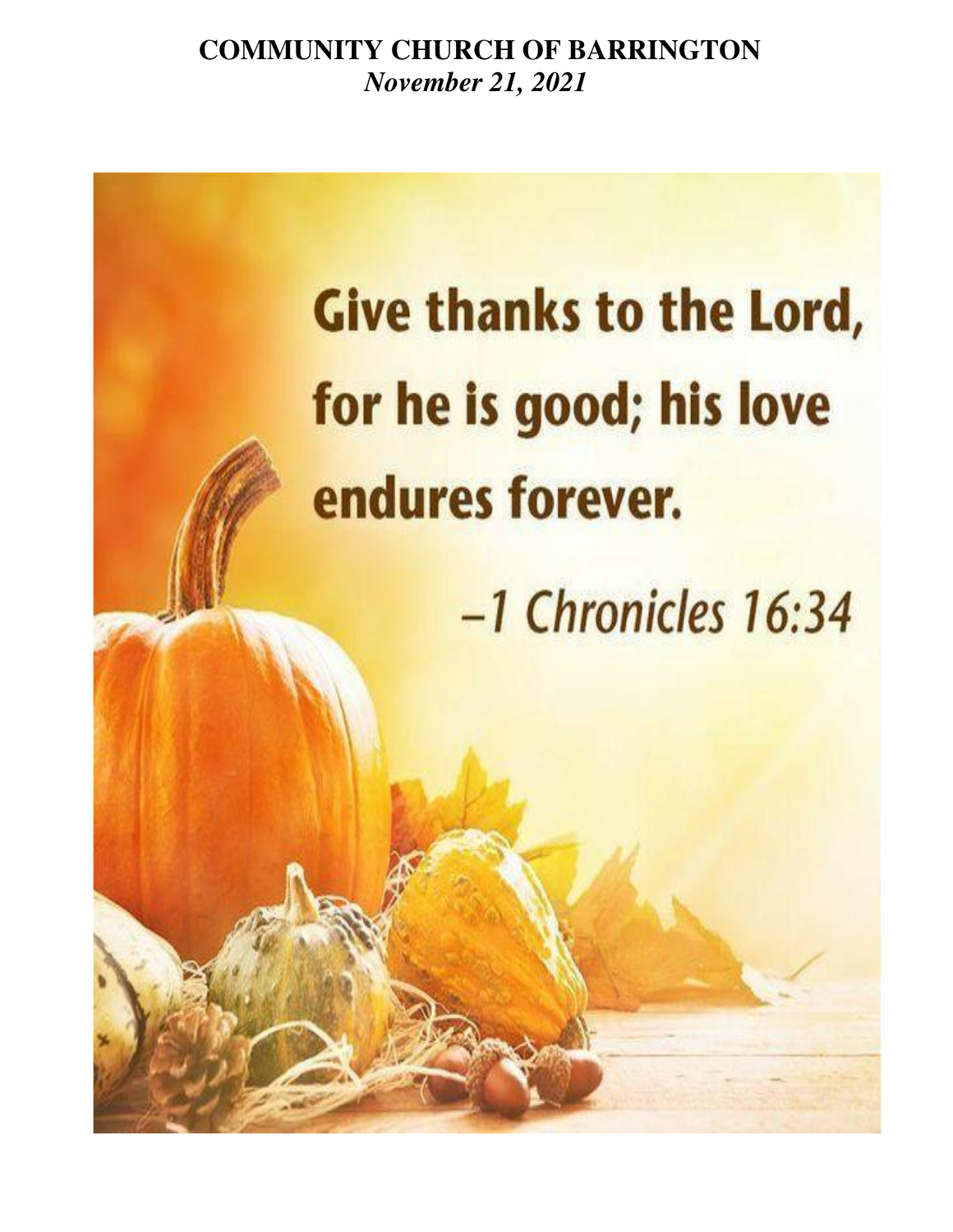# COMMUNITY CHURCH OF BARRINGTON

*November 21, 2021*

Give thanks to the Lord, for he is good; his love endures forever.

–1 Chronicles 16:34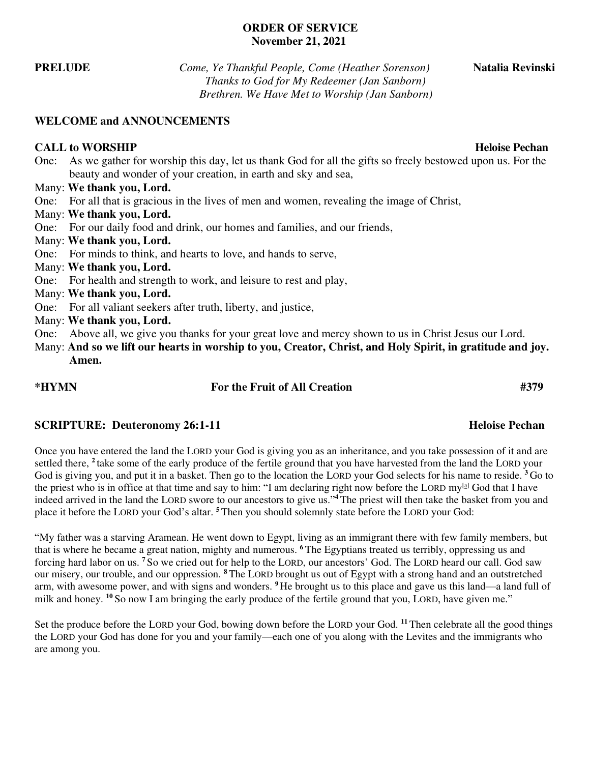**ORDER OF SERVICE**
**November 21, 2021**

**PRELUDE** *Come, Ye Thankful People, Come (Heather Sorenson)* **Natalia Revinski**
*Thanks to God for My Redeemer (Jan Sanborn)*
*Brethren. We Have Met to Worship (Jan Sanborn)*

**WELCOME and ANNOUNCEMENTS**

**CALL to WORSHIP** **Heloise Pechan**

One: As we gather for worship this day, let us thank God for all the gifts so freely bestowed upon us. For the beauty and wonder of your creation, in earth and sky and sea,

Many: **We thank you, Lord.**

One: For all that is gracious in the lives of men and women, revealing the image of Christ,

Many: **We thank you, Lord.**

One: For our daily food and drink, our homes and families, and our friends,

Many: **We thank you, Lord.**

One: For minds to think, and hearts to love, and hands to serve,

Many: **We thank you, Lord.**

One: For health and strength to work, and leisure to rest and play,

Many: **We thank you, Lord.**

One: For all valiant seekers after truth, liberty, and justice,

Many: **We thank you, Lord.**

One: Above all, we give you thanks for your great love and mercy shown to us in Christ Jesus our Lord.

Many: **And so we lift our hearts in worship to you, Creator, Christ, and Holy Spirit, in gratitude and joy. Amen.**

**\*HYMN** **For the Fruit of All Creation** **#379**

**SCRIPTURE: Deuteronomy 26:1-11** **Heloise Pechan**

Once you have entered the land the LORD your God is giving you as an inheritance, and you take possession of it and are settled there, **2** take some of the early produce of the fertile ground that you have harvested from the land the LORD your God is giving you, and put it in a basket. Then go to the location the LORD your God selects for his name to reside. **3** Go to the priest who is in office at that time and say to him: "I am declaring right now before the LORD my[a] God that I have indeed arrived in the land the LORD swore to our ancestors to give us."**4** The priest will then take the basket from you and place it before the LORD your God's altar. **5** Then you should solemnly state before the LORD your God:

"My father was a starving Aramean. He went down to Egypt, living as an immigrant there with few family members, but that is where he became a great nation, mighty and numerous. **6** The Egyptians treated us terribly, oppressing us and forcing hard labor on us. **7** So we cried out for help to the LORD, our ancestors' God. The LORD heard our call. God saw our misery, our trouble, and our oppression. **8** The LORD brought us out of Egypt with a strong hand and an outstretched arm, with awesome power, and with signs and wonders. **9** He brought us to this place and gave us this land—a land full of milk and honey. **10** So now I am bringing the early produce of the fertile ground that you, LORD, have given me."

Set the produce before the LORD your God, bowing down before the LORD your God. **11** Then celebrate all the good things the LORD your God has done for you and your family—each one of you along with the Levites and the immigrants who are among you.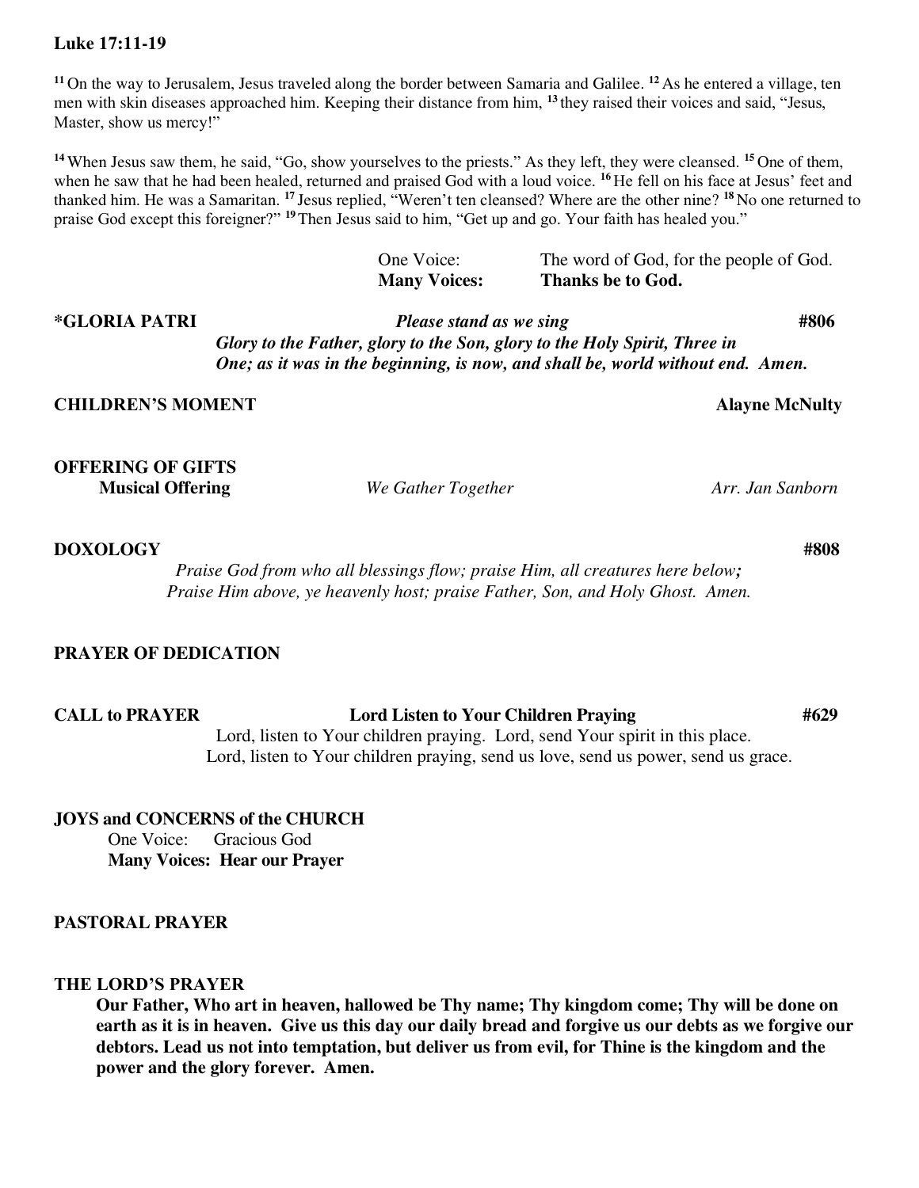**Luke 17:11-19**

[11] On the way to Jerusalem, Jesus traveled along the border between Samaria and Galilee. [12] As he entered a village, ten men with skin diseases approached him. Keeping their distance from him, [13] they raised their voices and said, "Jesus, Master, show us mercy!"

[14] When Jesus saw them, he said, "Go, show yourselves to the priests." As they left, they were cleansed. [15] One of them, when he saw that he had been healed, returned and praised God with a loud voice. [16] He fell on his face at Jesus' feet and thanked him. He was a Samaritan. [17] Jesus replied, "Weren't ten cleansed? Where are the other nine? [18] No one returned to praise God except this foreigner?" [19] Then Jesus said to him, "Get up and go. Your faith has healed you."

One Voice: The word of God, for the people of God.
**Many Voices: Thanks be to God.**

**\*GLORIA PATRI** *Please stand as we sing* **#806**

***Glory to the Father, glory to the Son, glory to the Holy Spirit, Three in One; as it was in the beginning, is now, and shall be, world without end. Amen.***

**CHILDREN'S MOMENT** **Alayne McNulty**

**OFFERING OF GIFTS**

**Musical Offering** *We Gather Together* *Arr. Jan Sanborn*

**DOXOLOGY** **#808**

*Praise God from who all blessings flow; praise Him, all creatures here below; Praise Him above, ye heavenly host; praise Father, Son, and Holy Ghost. Amen.*

**PRAYER OF DEDICATION**

**CALL to PRAYER** **Lord Listen to Your Children Praying** **#629**

Lord, listen to Your children praying. Lord, send Your spirit in this place.
Lord, listen to Your children praying, send us love, send us power, send us grace.

**JOYS and CONCERNS of the CHURCH**

One Voice: Gracious God
**Many Voices: Hear our Prayer**

**PASTORAL PRAYER**

**THE LORD'S PRAYER**

**Our Father, Who art in heaven, hallowed be Thy name; Thy kingdom come; Thy will be done on earth as it is in heaven. Give us this day our daily bread and forgive us our debts as we forgive our debtors. Lead us not into temptation, but deliver us from evil, for Thine is the kingdom and the power and the glory forever. Amen.**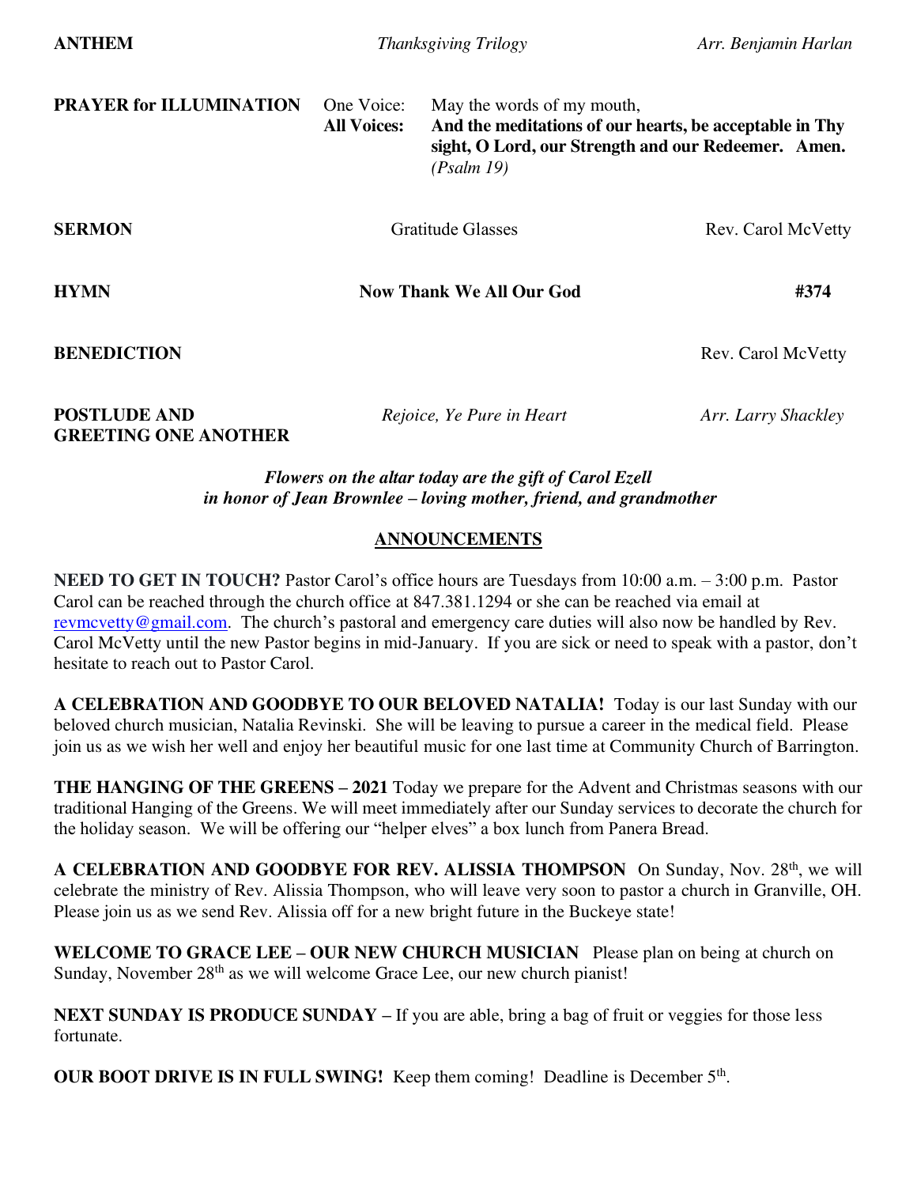**ANTHEM** — *Thanksgiving Trilogy* — *Arr. Benjamin Harlan*

**PRAYER for ILLUMINATION**

One Voice: May the words of my mouth,
**All Voices: And the meditations of our hearts, be acceptable in Thy sight, O Lord, our Strength and our Redeemer. Amen.**
*(Psalm 19)*

**SERMON** — Gratitude Glasses — Rev. Carol McVetty

**HYMN** — **Now Thank We All Our God** — **#374**

**BENEDICTION** — Rev. Carol McVetty

**POSTLUDE AND GREETING ONE ANOTHER** — *Rejoice, Ye Pure in Heart* — *Arr. Larry Shackley*

***Flowers on the altar today are the gift of Carol Ezell in honor of Jean Brownlee – loving mother, friend, and grandmother***

## ANNOUNCEMENTS

**NEED TO GET IN TOUCH?** Pastor Carol's office hours are Tuesdays from 10:00 a.m. – 3:00 p.m. Pastor Carol can be reached through the church office at 847.381.1294 or she can be reached via email at revmcvetty@gmail.com. The church's pastoral and emergency care duties will also now be handled by Rev. Carol McVetty until the new Pastor begins in mid-January. If you are sick or need to speak with a pastor, don't hesitate to reach out to Pastor Carol.

**A CELEBRATION AND GOODBYE TO OUR BELOVED NATALIA!** Today is our last Sunday with our beloved church musician, Natalia Revinski. She will be leaving to pursue a career in the medical field. Please join us as we wish her well and enjoy her beautiful music for one last time at Community Church of Barrington.

**THE HANGING OF THE GREENS – 2021** Today we prepare for the Advent and Christmas seasons with our traditional Hanging of the Greens. We will meet immediately after our Sunday services to decorate the church for the holiday season. We will be offering our "helper elves" a box lunch from Panera Bread.

**A CELEBRATION AND GOODBYE FOR REV. ALISSIA THOMPSON** On Sunday, Nov. 28th, we will celebrate the ministry of Rev. Alissia Thompson, who will leave very soon to pastor a church in Granville, OH. Please join us as we send Rev. Alissia off for a new bright future in the Buckeye state!

**WELCOME TO GRACE LEE – OUR NEW CHURCH MUSICIAN** Please plan on being at church on Sunday, November 28th as we will welcome Grace Lee, our new church pianist!

**NEXT SUNDAY IS PRODUCE SUNDAY –** If you are able, bring a bag of fruit or veggies for those less fortunate.

**OUR BOOT DRIVE IS IN FULL SWING!** Keep them coming! Deadline is December 5th.